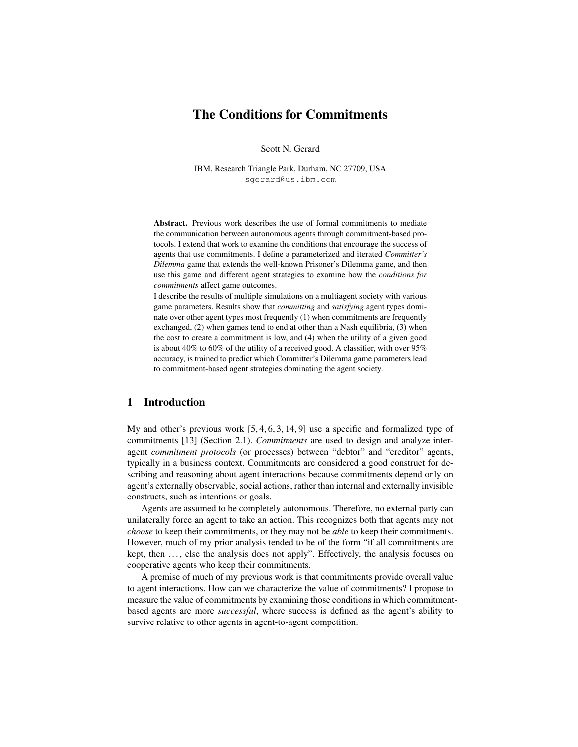# The Conditions for Commitments

Scott N. Gerard

IBM, Research Triangle Park, Durham, NC 27709, USA
sgerard@us.ibm.com

**Abstract.** Previous work describes the use of formal commitments to mediate the communication between autonomous agents through commitment-based protocols. I extend that work to examine the conditions that encourage the success of agents that use commitments. I define a parameterized and iterated *Committer's Dilemma* game that extends the well-known Prisoner's Dilemma game, and then use this game and different agent strategies to examine how the *conditions for commitments* affect game outcomes.

I describe the results of multiple simulations on a multiagent society with various game parameters. Results show that *committing* and *satisfying* agent types dominate over other agent types most frequently (1) when commitments are frequently exchanged, (2) when games tend to end at other than a Nash equilibria, (3) when the cost to create a commitment is low, and (4) when the utility of a given good is about 40% to 60% of the utility of a received good. A classifier, with over 95% accuracy, is trained to predict which Committer's Dilemma game parameters lead to commitment-based agent strategies dominating the agent society.

## 1 Introduction

My and other's previous work [5, 4, 6, 3, 14, 9] use a specific and formalized type of commitments [13] (Section 2.1). *Commitments* are used to design and analyze inter-agent *commitment protocols* (or processes) between "debtor" and "creditor" agents, typically in a business context. Commitments are considered a good construct for describing and reasoning about agent interactions because commitments depend only on agent's externally observable, social actions, rather than internal and externally invisible constructs, such as intentions or goals.

Agents are assumed to be completely autonomous. Therefore, no external party can unilaterally force an agent to take an action. This recognizes both that agents may not *choose* to keep their commitments, or they may not be *able* to keep their commitments. However, much of my prior analysis tended to be of the form "if all commitments are kept, then . . . , else the analysis does not apply". Effectively, the analysis focuses on cooperative agents who keep their commitments.

A premise of much of my previous work is that commitments provide overall value to agent interactions. How can we characterize the value of commitments? I propose to measure the value of commitments by examining those conditions in which commitment-based agents are more *successful*, where success is defined as the agent's ability to survive relative to other agents in agent-to-agent competition.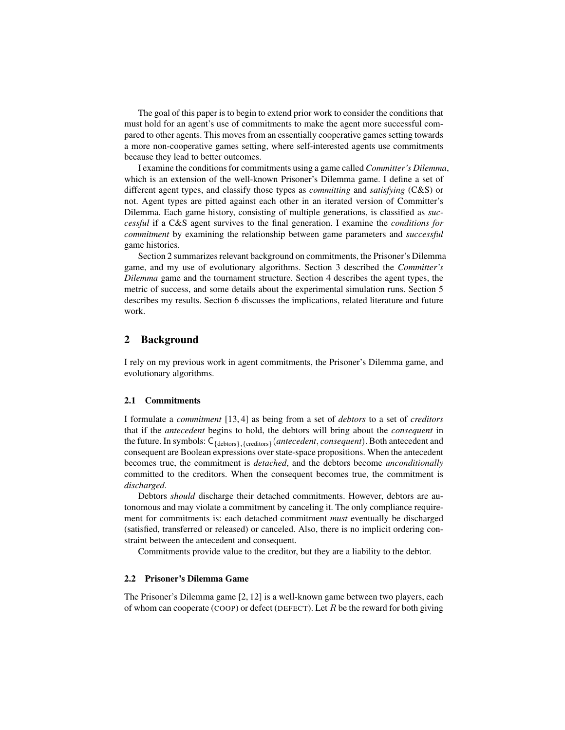The goal of this paper is to begin to extend prior work to consider the conditions that must hold for an agent's use of commitments to make the agent more successful compared to other agents. This moves from an essentially cooperative games setting towards a more non-cooperative games setting, where self-interested agents use commitments because they lead to better outcomes.

I examine the conditions for commitments using a game called *Committer's Dilemma*, which is an extension of the well-known Prisoner's Dilemma game. I define a set of different agent types, and classify those types as *committing* and *satisfying* (C&S) or not. Agent types are pitted against each other in an iterated version of Committer's Dilemma. Each game history, consisting of multiple generations, is classified as *successful* if a C&S agent survives to the final generation. I examine the *conditions for commitment* by examining the relationship between game parameters and *successful* game histories.

Section 2 summarizes relevant background on commitments, the Prisoner's Dilemma game, and my use of evolutionary algorithms. Section 3 described the *Committer's Dilemma* game and the tournament structure. Section 4 describes the agent types, the metric of success, and some details about the experimental simulation runs. Section 5 describes my results. Section 6 discusses the implications, related literature and future work.

## 2 Background

I rely on my previous work in agent commitments, the Prisoner's Dilemma game, and evolutionary algorithms.

### 2.1 Commitments

I formulate a *commitment* [13, 4] as being from a set of *debtors* to a set of *creditors* that if the *antecedent* begins to hold, the debtors will bring about the *consequent* in the future. In symbols: $\mathsf{C}_{\{\text{debtors}\},\{\text{creditors}\}}(\textit{antecedent}, \textit{consequent})$. Both antecedent and consequent are Boolean expressions over state-space propositions. When the antecedent becomes true, the commitment is *detached*, and the debtors become *unconditionally* committed to the creditors. When the consequent becomes true, the commitment is *discharged*.

Debtors *should* discharge their detached commitments. However, debtors are autonomous and may violate a commitment by canceling it. The only compliance requirement for commitments is: each detached commitment *must* eventually be discharged (satisfied, transferred or released) or canceled. Also, there is no implicit ordering constraint between the antecedent and consequent.

Commitments provide value to the creditor, but they are a liability to the debtor.

### 2.2 Prisoner's Dilemma Game

The Prisoner's Dilemma game [2, 12] is a well-known game between two players, each of whom can cooperate (COOP) or defect (DEFECT). Let $R$ be the reward for both giving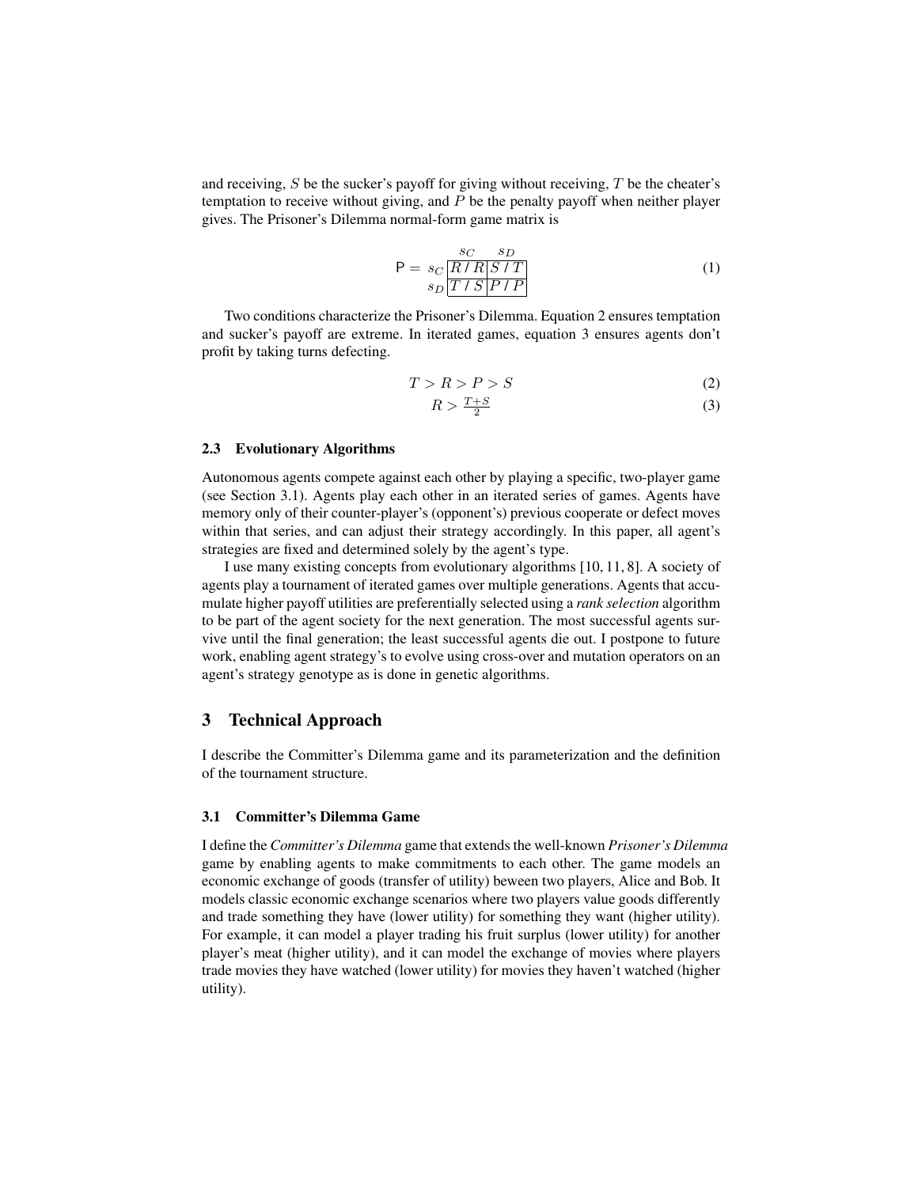and receiving, $S$ be the sucker's payoff for giving without receiving, $T$ be the cheater's temptation to receive without giving, and $P$ be the penalty payoff when neither player gives. The Prisoner's Dilemma normal-form game matrix is

$$\mathsf{P} = \begin{array}{c|c|c|} & s_C & s_D \\ \hline s_C & R\;/\;R & S\;/\;T \\ \hline s_D & T\;/\;S & P\;/\;P \\ \hline \end{array} \tag{1}$$

Two conditions characterize the Prisoner's Dilemma. Equation 2 ensures temptation and sucker's payoff are extreme. In iterated games, equation 3 ensures agents don't profit by taking turns defecting.

$$T > R > P > S \tag{2}$$

$$R > \tfrac{T+S}{2} \tag{3}$$

### 2.3 Evolutionary Algorithms

Autonomous agents compete against each other by playing a specific, two-player game (see Section 3.1). Agents play each other in an iterated series of games. Agents have memory only of their counter-player's (opponent's) previous cooperate or defect moves within that series, and can adjust their strategy accordingly. In this paper, all agent's strategies are fixed and determined solely by the agent's type.

I use many existing concepts from evolutionary algorithms [10, 11, 8]. A society of agents play a tournament of iterated games over multiple generations. Agents that accumulate higher payoff utilities are preferentially selected using a *rank selection* algorithm to be part of the agent society for the next generation. The most successful agents survive until the final generation; the least successful agents die out. I postpone to future work, enabling agent strategy's to evolve using cross-over and mutation operators on an agent's strategy genotype as is done in genetic algorithms.

## 3 Technical Approach

I describe the Committer's Dilemma game and its parameterization and the definition of the tournament structure.

### 3.1 Committer's Dilemma Game

I define the *Committer's Dilemma* game that extends the well-known *Prisoner's Dilemma* game by enabling agents to make commitments to each other. The game models an economic exchange of goods (transfer of utility) beween two players, Alice and Bob. It models classic economic exchange scenarios where two players value goods differently and trade something they have (lower utility) for something they want (higher utility). For example, it can model a player trading his fruit surplus (lower utility) for another player's meat (higher utility), and it can model the exchange of movies where players trade movies they have watched (lower utility) for movies they haven't watched (higher utility).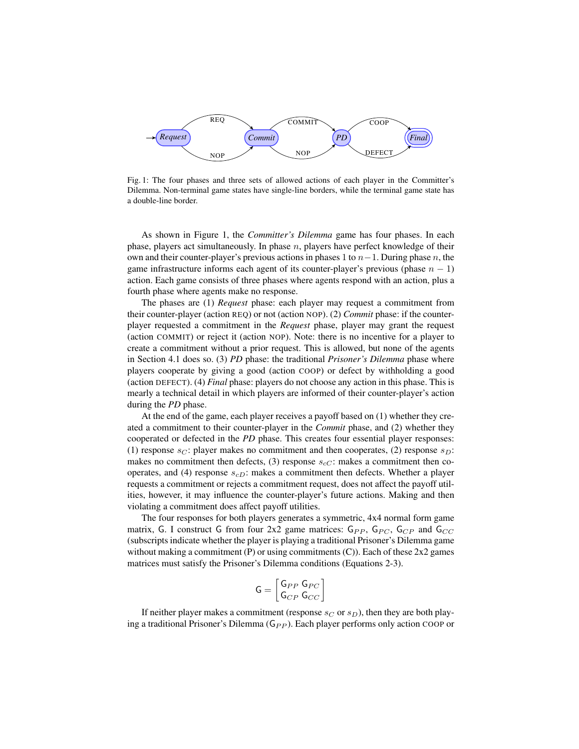Fig. 1: The four phases and three sets of allowed actions of each player in the Committer's Dilemma. Non-terminal game states have single-line borders, while the terminal game state has a double-line border.

As shown in Figure 1, the *Committer's Dilemma* game has four phases. In each phase, players act simultaneously. In phase $n$, players have perfect knowledge of their own and their counter-player's previous actions in phases 1 to $n-1$. During phase $n$, the game infrastructure informs each agent of its counter-player's previous (phase $n-1$) action. Each game consists of three phases where agents respond with an action, plus a fourth phase where agents make no response.

The phases are (1) *Request* phase: each player may request a commitment from their counter-player (action REQ) or not (action NOP). (2) *Commit* phase: if the counter-player requested a commitment in the *Request* phase, player may grant the request (action COMMIT) or reject it (action NOP). Note: there is no incentive for a player to create a commitment without a prior request. This is allowed, but none of the agents in Section 4.1 does so. (3) *PD* phase: the traditional *Prisoner's Dilemma* phase where players cooperate by giving a good (action COOP) or defect by withholding a good (action DEFECT). (4) *Final* phase: players do not choose any action in this phase. This is mearly a technical detail in which players are informed of their counter-player's action during the *PD* phase.

At the end of the game, each player receives a payoff based on (1) whether they created a commitment to their counter-player in the *Commit* phase, and (2) whether they cooperated or defected in the *PD* phase. This creates four essential player responses: (1) response $s_C$: player makes no commitment and then cooperates, (2) response $s_D$: makes no commitment then defects, (3) response $s_{cC}$: makes a commitment then cooperates, and (4) response $s_{cD}$: makes a commitment then defects. Whether a player requests a commitment or rejects a commitment request, does not affect the payoff utilities, however, it may influence the counter-player's future actions. Making and then violating a commitment does affect payoff utilities.

The four responses for both players generates a symmetric, 4x4 normal form game matrix, $\mathsf{G}$. I construct $\mathsf{G}$ from four 2x2 game matrices: $\mathsf{G}_{PP}$, $\mathsf{G}_{PC}$, $\mathsf{G}_{CP}$ and $\mathsf{G}_{CC}$ (subscripts indicate whether the player is playing a traditional Prisoner's Dilemma game without making a commitment (P) or using commitments (C)). Each of these 2x2 games matrices must satisfy the Prisoner's Dilemma conditions (Equations 2-3).

$$\mathsf{G} = \begin{bmatrix} \mathsf{G}_{PP} & \mathsf{G}_{PC} \\ \mathsf{G}_{CP} & \mathsf{G}_{CC} \end{bmatrix}$$

If neither player makes a commitment (response $s_C$ or $s_D$), then they are both playing a traditional Prisoner's Dilemma ($\mathsf{G}_{PP}$). Each player performs only action COOP or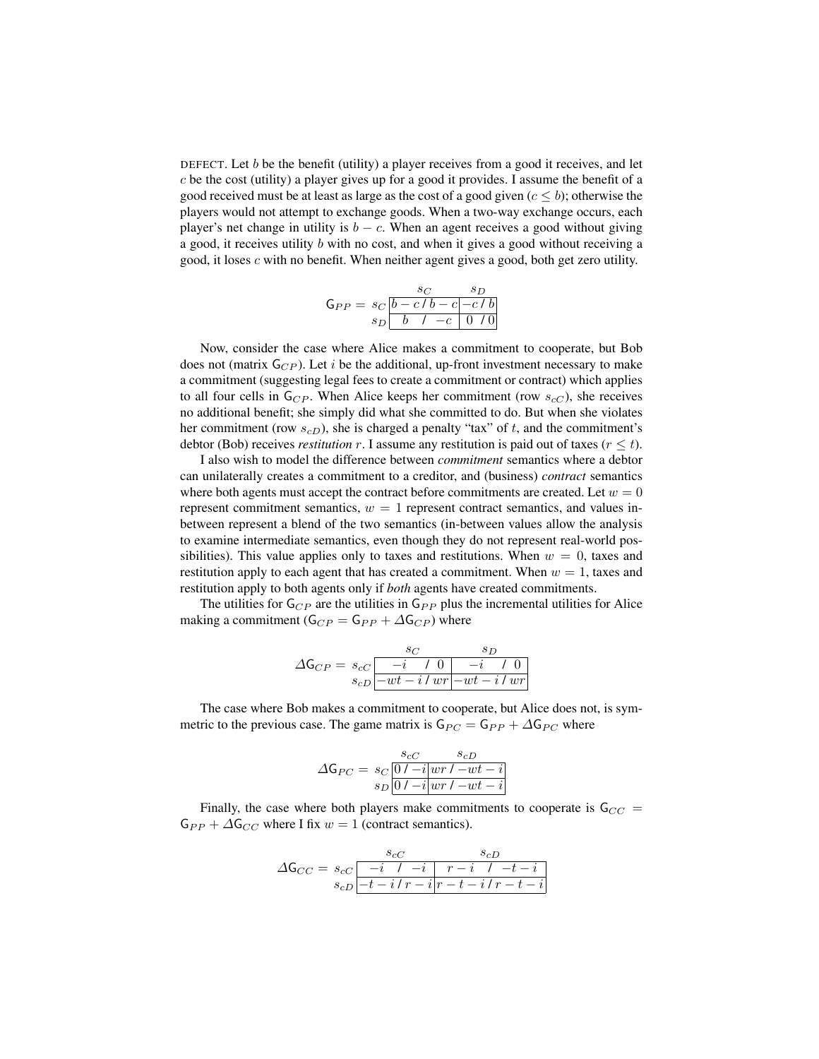DEFECT. Let $b$ be the benefit (utility) a player receives from a good it receives, and let $c$ be the cost (utility) a player gives up for a good it provides. I assume the benefit of a good received must be at least as large as the cost of a good given ($c \leq b$); otherwise the players would not attempt to exchange goods. When a two-way exchange occurs, each player's net change in utility is $b - c$. When an agent receives a good without giving a good, it receives utility $b$ with no cost, and when it gives a good without receiving a good, it loses $c$ with no benefit. When neither agent gives a good, both get zero utility.

$$\mathsf{G}_{PP} = \begin{array}{c|c|c|} & s_C & s_D \\ \hline s_C & b-c \,/\, b-c & -c \,/\, b \\ \hline s_D & b \;\;/\; -c & 0 \;/\, 0 \\ \hline \end{array}$$

Now, consider the case where Alice makes a commitment to cooperate, but Bob does not (matrix $\mathsf{G}_{CP}$). Let $i$ be the additional, up-front investment necessary to make a commitment (suggesting legal fees to create a commitment or contract) which applies to all four cells in $\mathsf{G}_{CP}$. When Alice keeps her commitment (row $s_{cC}$), she receives no additional benefit; she simply did what she committed to do. But when she violates her commitment (row $s_{cD}$), she is charged a penalty "tax" of $t$, and the commitment's debtor (Bob) receives *restitution* $r$. I assume any restitution is paid out of taxes ($r \leq t$).

I also wish to model the difference between *commitment* semantics where a debtor can unilaterally creates a commitment to a creditor, and (business) *contract* semantics where both agents must accept the contract before commitments are created. Let $w = 0$ represent commitment semantics, $w = 1$ represent contract semantics, and values in-between represent a blend of the two semantics (in-between values allow the analysis to examine intermediate semantics, even though they do not represent real-world possibilities). This value applies only to taxes and restitutions. When $w = 0$, taxes and restitution apply to each agent that has created a commitment. When $w = 1$, taxes and restitution apply to both agents only if *both* agents have created commitments.

The utilities for $\mathsf{G}_{CP}$ are the utilities in $\mathsf{G}_{PP}$ plus the incremental utilities for Alice making a commitment ($\mathsf{G}_{CP} = \mathsf{G}_{PP} + \Delta\mathsf{G}_{CP}$) where

$$\Delta\mathsf{G}_{CP} = \begin{array}{c|c|c|} & s_C & s_D \\ \hline s_{cC} & -i \;\;/\; 0 & -i \;\;/\; 0 \\ \hline s_{cD} & -wt-i \,/\, wr & -wt-i \,/\, wr \\ \hline \end{array}$$

The case where Bob makes a commitment to cooperate, but Alice does not, is symmetric to the previous case. The game matrix is $\mathsf{G}_{PC} = \mathsf{G}_{PP} + \Delta\mathsf{G}_{PC}$ where

$$\Delta\mathsf{G}_{PC} = \begin{array}{c|c|c|} & s_{cC} & s_{cD} \\ \hline s_C & 0 \,/\, -i & wr \,/\, -wt-i \\ \hline s_D & 0 \,/\, -i & wr \,/\, -wt-i \\ \hline \end{array}$$

Finally, the case where both players make commitments to cooperate is $\mathsf{G}_{CC} = \mathsf{G}_{PP} + \Delta\mathsf{G}_{CC}$ where I fix $w = 1$ (contract semantics).

$$\Delta\mathsf{G}_{CC} = \begin{array}{c|c|c|} & s_{cC} & s_{cD} \\ \hline s_{cC} & -i \;\;/\; -i & r-i \;\;/\; -t-i \\ \hline s_{cD} & -t-i \,/\, r-i & r-t-i \,/\, r-t-i \\ \hline \end{array}$$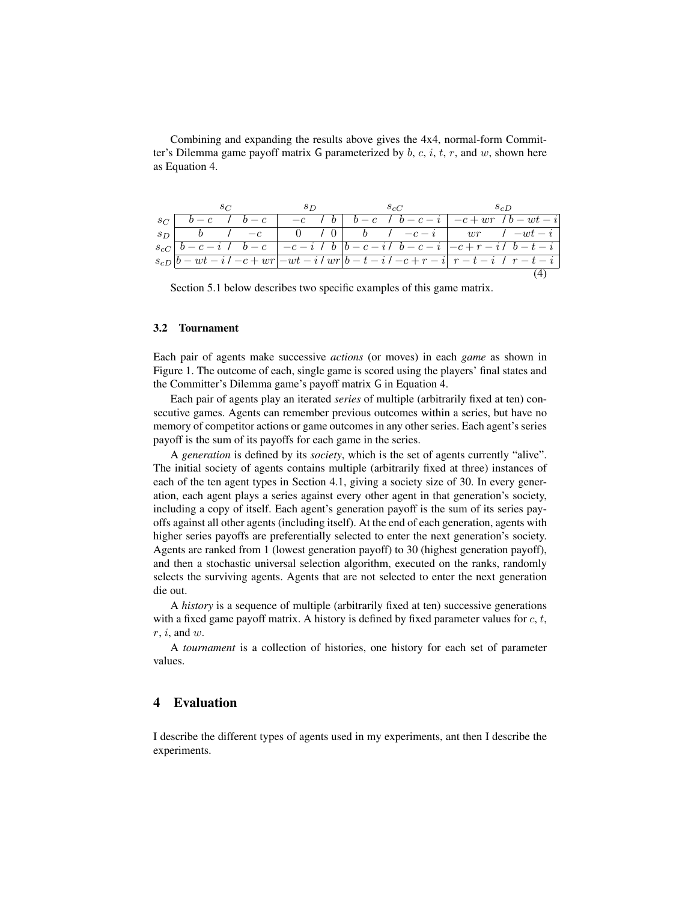Combining and expanding the results above gives the 4x4, normal-form Committer's Dilemma game payoff matrix G parameterized by $b$, $c$, $i$, $t$, $r$, and $w$, shown here as Equation 4.

| | $s_C$ | $s_D$ | $s_{cC}$ | $s_{cD}$ |
|---|---|---|---|---|
| $s_C$ | $b-c$ / $b-c$ | $-c$ / $b$ | $b-c$ / $b-c-i$ | $-c+wr$ / $b-wt-i$ |
| $s_D$ | $b$ / $-c$ | $0$ / $0$ | $b$ / $-c-i$ | $wr$ / $-wt-i$ |
| $s_{cC}$ | $b-c-i$ / $b-c$ | $-c-i$ / $b$ | $b-c-i$ / $b-c-i$ | $-c+r-i$ / $b-t-i$ |
| $s_{cD}$ | $b-wt-i$ / $-c+wr$ | $-wt-i$ / $wr$ | $b-t-i$ / $-c+r-i$ | $r-t-i$ / $r-t-i$ |

(4)

Section 5.1 below describes two specific examples of this game matrix.

### 3.2 Tournament

Each pair of agents make successive *actions* (or moves) in each *game* as shown in Figure 1. The outcome of each, single game is scored using the players' final states and the Committer's Dilemma game's payoff matrix G in Equation 4.

Each pair of agents play an iterated *series* of multiple (arbitrarily fixed at ten) consecutive games. Agents can remember previous outcomes within a series, but have no memory of competitor actions or game outcomes in any other series. Each agent's series payoff is the sum of its payoffs for each game in the series.

A *generation* is defined by its *society*, which is the set of agents currently "alive". The initial society of agents contains multiple (arbitrarily fixed at three) instances of each of the ten agent types in Section 4.1, giving a society size of 30. In every generation, each agent plays a series against every other agent in that generation's society, including a copy of itself. Each agent's generation payoff is the sum of its series payoffs against all other agents (including itself). At the end of each generation, agents with higher series payoffs are preferentially selected to enter the next generation's society. Agents are ranked from 1 (lowest generation payoff) to 30 (highest generation payoff), and then a stochastic universal selection algorithm, executed on the ranks, randomly selects the surviving agents. Agents that are not selected to enter the next generation die out.

A *history* is a sequence of multiple (arbitrarily fixed at ten) successive generations with a fixed game payoff matrix. A history is defined by fixed parameter values for $c$, $t$, $r$, $i$, and $w$.

A *tournament* is a collection of histories, one history for each set of parameter values.

## 4 Evaluation

I describe the different types of agents used in my experiments, ant then I describe the experiments.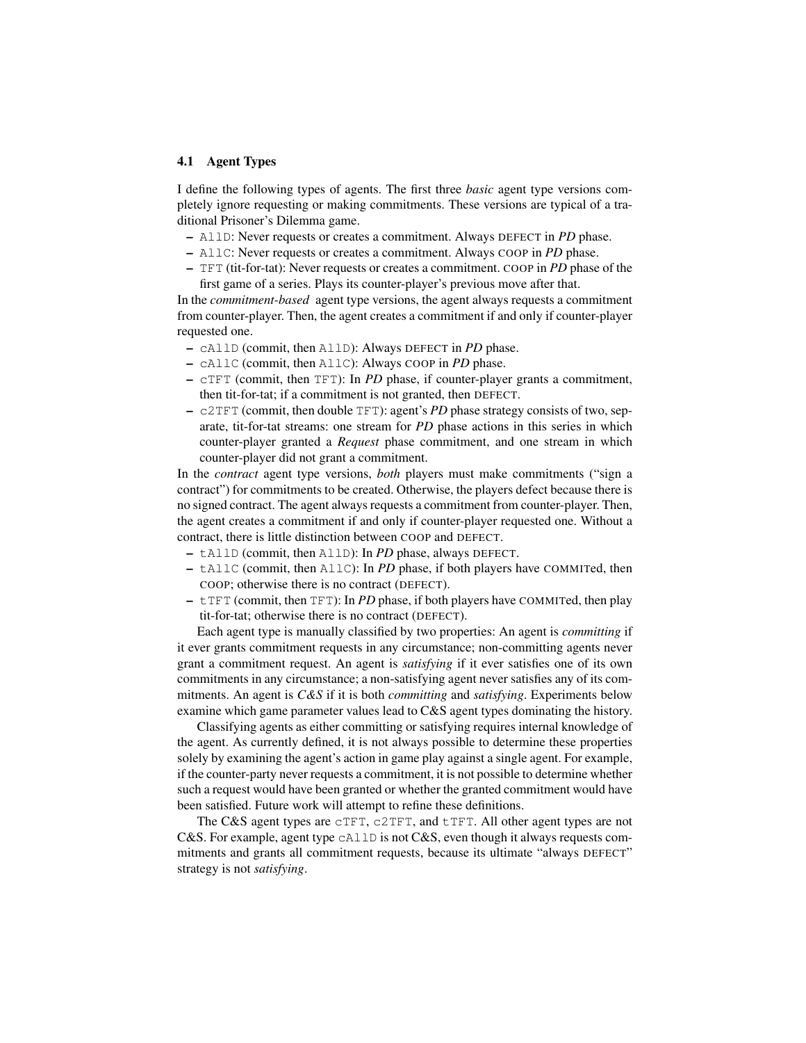### 4.1 Agent Types

I define the following types of agents. The first three *basic* agent type versions completely ignore requesting or making commitments. These versions are typical of a traditional Prisoner's Dilemma game.

- `AllD`: Never requests or creates a commitment. Always DEFECT in *PD* phase.
- `AllC`: Never requests or creates a commitment. Always COOP in *PD* phase.
- `TFT` (tit-for-tat): Never requests or creates a commitment. COOP in *PD* phase of the first game of a series. Plays its counter-player's previous move after that.

In the *commitment-based* agent type versions, the agent always requests a commitment from counter-player. Then, the agent creates a commitment if and only if counter-player requested one.

- `cAllD` (commit, then `AllD`): Always DEFECT in *PD* phase.
- `cAllC` (commit, then `AllC`): Always COOP in *PD* phase.
- `cTFT` (commit, then `TFT`): In *PD* phase, if counter-player grants a commitment, then tit-for-tat; if a commitment is not granted, then DEFECT.
- `c2TFT` (commit, then double `TFT`): agent's *PD* phase strategy consists of two, separate, tit-for-tat streams: one stream for *PD* phase actions in this series in which counter-player granted a *Request* phase commitment, and one stream in which counter-player did not grant a commitment.

In the *contract* agent type versions, *both* players must make commitments ("sign a contract") for commitments to be created. Otherwise, the players defect because there is no signed contract. The agent always requests a commitment from counter-player. Then, the agent creates a commitment if and only if counter-player requested one. Without a contract, there is little distinction between COOP and DEFECT.

- `tAllD` (commit, then `AllD`): In *PD* phase, always DEFECT.
- `tAllC` (commit, then `AllC`): In *PD* phase, if both players have COMMITed, then COOP; otherwise there is no contract (DEFECT).
- `tTFT` (commit, then `TFT`): In *PD* phase, if both players have COMMITed, then play tit-for-tat; otherwise there is no contract (DEFECT).

Each agent type is manually classified by two properties: An agent is *committing* if it ever grants commitment requests in any circumstance; non-committing agents never grant a commitment request. An agent is *satisfying* if it ever satisfies one of its own commitments in any circumstance; a non-satisfying agent never satisfies any of its commitments. An agent is *C&S* if it is both *committing* and *satisfying*. Experiments below examine which game parameter values lead to C&S agent types dominating the history.

Classifying agents as either committing or satisfying requires internal knowledge of the agent. As currently defined, it is not always possible to determine these properties solely by examining the agent's action in game play against a single agent. For example, if the counter-party never requests a commitment, it is not possible to determine whether such a request would have been granted or whether the granted commitment would have been satisfied. Future work will attempt to refine these definitions.

The C&S agent types are `cTFT`, `c2TFT`, and `tTFT`. All other agent types are not C&S. For example, agent type `cAllD` is not C&S, even though it always requests commitments and grants all commitment requests, because its ultimate "always DEFECT" strategy is not *satisfying*.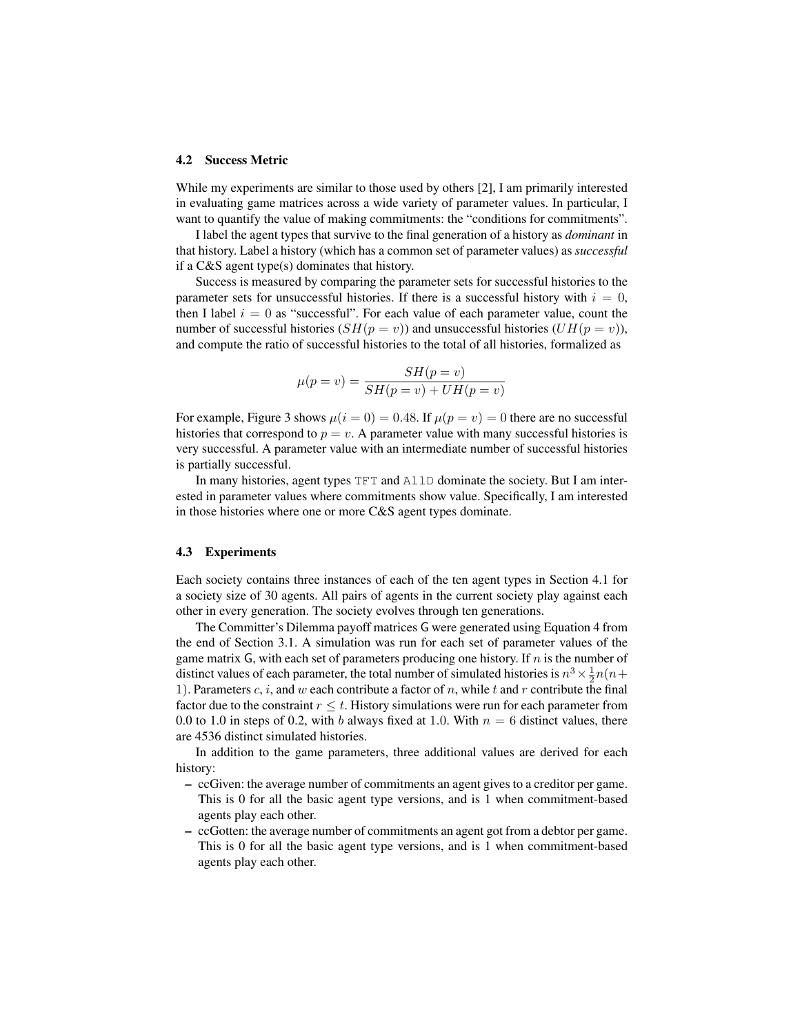### 4.2 Success Metric

While my experiments are similar to those used by others [2], I am primarily interested in evaluating game matrices across a wide variety of parameter values. In particular, I want to quantify the value of making commitments: the "conditions for commitments".

I label the agent types that survive to the final generation of a history as *dominant* in that history. Label a history (which has a common set of parameter values) as *successful* if a C&S agent type(s) dominates that history.

Success is measured by comparing the parameter sets for successful histories to the parameter sets for unsuccessful histories. If there is a successful history with $i = 0$, then I label $i = 0$ as "successful". For each value of each parameter value, count the number of successful histories ($SH(p = v)$) and unsuccessful histories ($UH(p = v)$), and compute the ratio of successful histories to the total of all histories, formalized as

$$\mu(p = v) = \frac{SH(p = v)}{SH(p = v) + UH(p = v)}$$

For example, Figure 3 shows $\mu(i = 0) = 0.48$. If $\mu(p = v) = 0$ there are no successful histories that correspond to $p = v$. A parameter value with many successful histories is very successful. A parameter value with an intermediate number of successful histories is partially successful.

In many histories, agent types `TFT` and `AllD` dominate the society. But I am interested in parameter values where commitments show value. Specifically, I am interested in those histories where one or more C&S agent types dominate.

### 4.3 Experiments

Each society contains three instances of each of the ten agent types in Section 4.1 for a society size of 30 agents. All pairs of agents in the current society play against each other in every generation. The society evolves through ten generations.

The Committer's Dilemma payoff matrices $\mathsf{G}$ were generated using Equation 4 from the end of Section 3.1. A simulation was run for each set of parameter values of the game matrix $\mathsf{G}$, with each set of parameters producing one history. If $n$ is the number of distinct values of each parameter, the total number of simulated histories is $n^3 \times \frac{1}{2}n(n+1)$. Parameters $c$, $i$, and $w$ each contribute a factor of $n$, while $t$ and $r$ contribute the final factor due to the constraint $r \leq t$. History simulations were run for each parameter from 0.0 to 1.0 in steps of 0.2, with $b$ always fixed at 1.0. With $n = 6$ distinct values, there are 4536 distinct simulated histories.

In addition to the game parameters, three additional values are derived for each history:

- ccGiven: the average number of commitments an agent gives to a creditor per game. This is 0 for all the basic agent type versions, and is 1 when commitment-based agents play each other.
- ccGotten: the average number of commitments an agent got from a debtor per game. This is 0 for all the basic agent type versions, and is 1 when commitment-based agents play each other.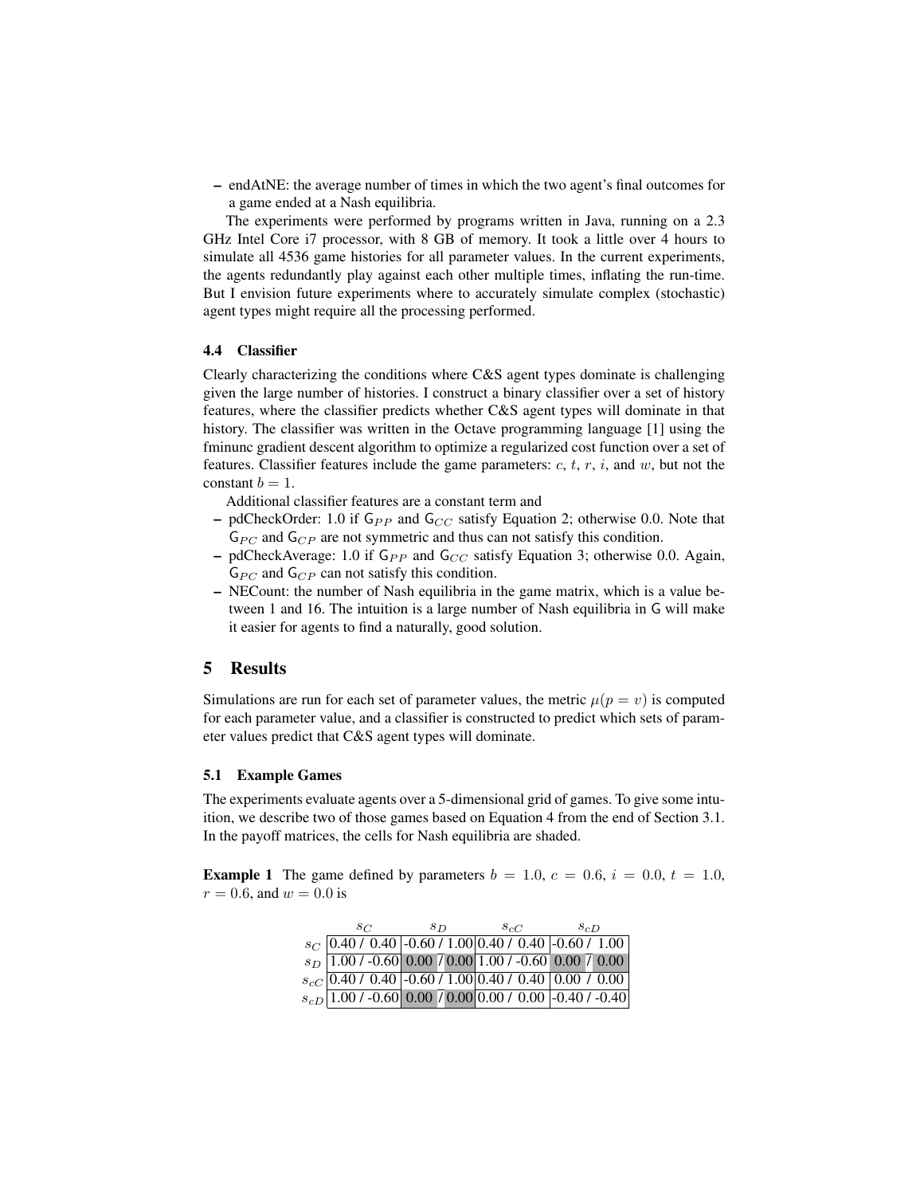- endAtNE: the average number of times in which the two agent's final outcomes for a game ended at a Nash equilibria.

The experiments were performed by programs written in Java, running on a 2.3 GHz Intel Core i7 processor, with 8 GB of memory. It took a little over 4 hours to simulate all 4536 game histories for all parameter values. In the current experiments, the agents redundantly play against each other multiple times, inflating the run-time. But I envision future experiments where to accurately simulate complex (stochastic) agent types might require all the processing performed.

### 4.4 Classifier

Clearly characterizing the conditions where C&S agent types dominate is challenging given the large number of histories. I construct a binary classifier over a set of history features, where the classifier predicts whether C&S agent types will dominate in that history. The classifier was written in the Octave programming language [1] using the fminunc gradient descent algorithm to optimize a regularized cost function over a set of features. Classifier features include the game parameters: $c$, $t$, $r$, $i$, and $w$, but not the constant $b = 1$.

Additional classifier features are a constant term and

- pdCheckOrder: 1.0 if $\mathsf{G}_{PP}$ and $\mathsf{G}_{CC}$ satisfy Equation 2; otherwise 0.0. Note that $\mathsf{G}_{PC}$ and $\mathsf{G}_{CP}$ are not symmetric and thus can not satisfy this condition.
- pdCheckAverage: 1.0 if $\mathsf{G}_{PP}$ and $\mathsf{G}_{CC}$ satisfy Equation 3; otherwise 0.0. Again, $\mathsf{G}_{PC}$ and $\mathsf{G}_{CP}$ can not satisfy this condition.
- NECount: the number of Nash equilibria in the game matrix, which is a value between 1 and 16. The intuition is a large number of Nash equilibria in $\mathsf{G}$ will make it easier for agents to find a naturally, good solution.

## 5 Results

Simulations are run for each set of parameter values, the metric $\mu(p = v)$ is computed for each parameter value, and a classifier is constructed to predict which sets of parameter values predict that C&S agent types will dominate.

### 5.1 Example Games

The experiments evaluate agents over a 5-dimensional grid of games. To give some intuition, we describe two of those games based on Equation 4 from the end of Section 3.1. In the payoff matrices, the cells for Nash equilibria are shaded.

**Example 1** The game defined by parameters $b = 1.0$, $c = 0.6$, $i = 0.0$, $t = 1.0$, $r = 0.6$, and $w = 0.0$ is

| | $s_C$ | $s_D$ | $s_{cC}$ | $s_{cD}$ |
|---|---|---|---|---|
| $s_C$ | 0.40 / 0.40 | -0.60 / 1.00 | 0.40 / 0.40 | -0.60 / 1.00 |
| $s_D$ | 1.00 / -0.60 | 0.00 / 0.00 | 1.00 / -0.60 | 0.00 / 0.00 |
| $s_{cC}$ | 0.40 / 0.40 | -0.60 / 1.00 | 0.40 / 0.40 | 0.00 / 0.00 |
| $s_{cD}$ | 1.00 / -0.60 | 0.00 / 0.00 | 0.00 / 0.00 | -0.40 / -0.40 |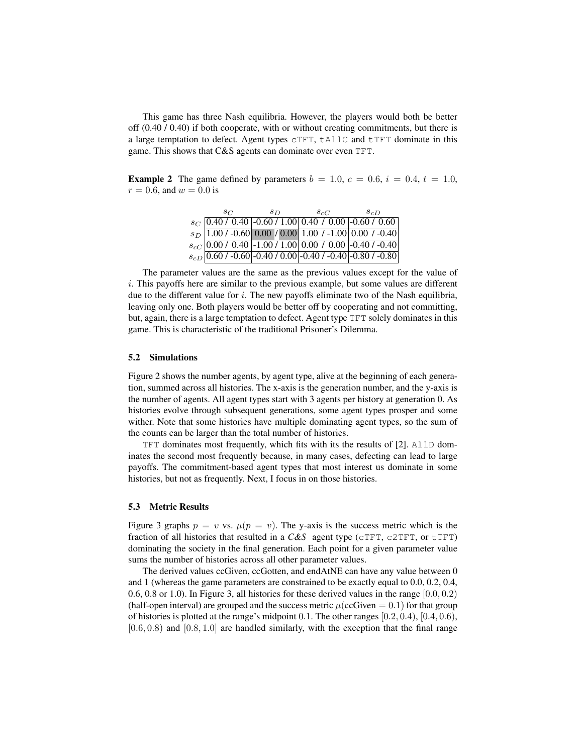This game has three Nash equilibria. However, the players would both be better off (0.40 / 0.40) if both cooperate, with or without creating commitments, but there is a large temptation to defect. Agent types cTFT, tAllC and tTFT dominate in this game. This shows that C&S agents can dominate over even TFT.

**Example 2** The game defined by parameters $b = 1.0$, $c = 0.6$, $i = 0.4$, $t = 1.0$, $r = 0.6$, and $w = 0.0$ is

| | $s_C$ | $s_D$ | $s_{cC}$ | $s_{cD}$ |
|---|---|---|---|---|
| $s_C$ | 0.40 / 0.40 | -0.60 / 1.00 | 0.40 / 0.00 | -0.60 / 0.60 |
| $s_D$ | 1.00 / -0.60 | 0.00 / 0.00 | 1.00 / -1.00 | 0.00 / -0.40 |
| $s_{cC}$ | 0.00 / 0.40 | -1.00 / 1.00 | 0.00 / 0.00 | -0.40 / -0.40 |
| $s_{cD}$ | 0.60 / -0.60 | -0.40 / 0.00 | -0.40 / -0.40 | -0.80 / -0.80 |

The parameter values are the same as the previous values except for the value of $i$. This payoffs here are similar to the previous example, but some values are different due to the different value for $i$. The new payoffs eliminate two of the Nash equilibria, leaving only one. Both players would be better off by cooperating and not committing, but, again, there is a large temptation to defect. Agent type TFT solely dominates in this game. This is characteristic of the traditional Prisoner's Dilemma.

### 5.2 Simulations

Figure 2 shows the number agents, by agent type, alive at the beginning of each generation, summed across all histories. The x-axis is the generation number, and the y-axis is the number of agents. All agent types start with 3 agents per history at generation 0. As histories evolve through subsequent generations, some agent types prosper and some wither. Note that some histories have multiple dominating agent types, so the sum of the counts can be larger than the total number of histories.

TFT dominates most frequently, which fits with its the results of [2]. AllD dominates the second most frequently because, in many cases, defecting can lead to large payoffs. The commitment-based agent types that most interest us dominate in some histories, but not as frequently. Next, I focus in on those histories.

### 5.3 Metric Results

Figure 3 graphs $p = v$ vs. $\mu(p = v)$. The y-axis is the success metric which is the fraction of all histories that resulted in a *C&S* agent type (cTFT, c2TFT, or tTFT) dominating the society in the final generation. Each point for a given parameter value sums the number of histories across all other parameter values.

The derived values ccGiven, ccGotten, and endAtNE can have any value between 0 and 1 (whereas the game parameters are constrained to be exactly equal to 0.0, 0.2, 0.4, 0.6, 0.8 or 1.0). In Figure 3, all histories for these derived values in the range $[0.0, 0.2)$ (half-open interval) are grouped and the success metric $\mu(\text{ccGiven} = 0.1)$ for that group of histories is plotted at the range's midpoint 0.1. The other ranges $[0.2, 0.4)$, $[0.4, 0.6)$, $[0.6, 0.8)$ and $[0.8, 1.0]$ are handled similarly, with the exception that the final range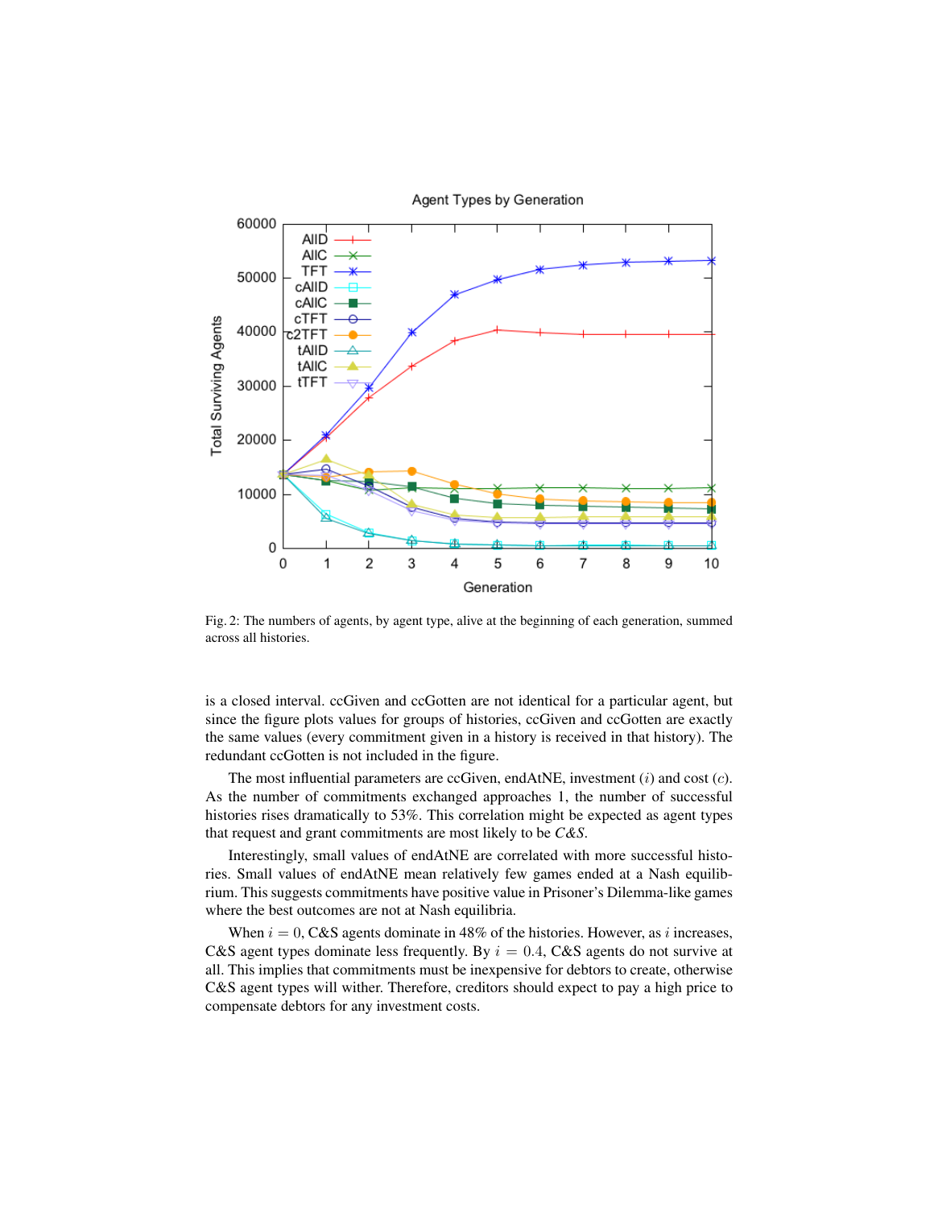Fig. 2: The numbers of agents, by agent type, alive at the beginning of each generation, summed across all histories.

is a closed interval. ccGiven and ccGotten are not identical for a particular agent, but since the figure plots values for groups of histories, ccGiven and ccGotten are exactly the same values (every commitment given in a history is received in that history). The redundant ccGotten is not included in the figure.

The most influential parameters are ccGiven, endAtNE, investment ($i$) and cost ($c$). As the number of commitments exchanged approaches 1, the number of successful histories rises dramatically to 53%. This correlation might be expected as agent types that request and grant commitments are most likely to be *C&S*.

Interestingly, small values of endAtNE are correlated with more successful histories. Small values of endAtNE mean relatively few games ended at a Nash equilibrium. This suggests commitments have positive value in Prisoner's Dilemma-like games where the best outcomes are not at Nash equilibria.

When $i = 0$, C&S agents dominate in 48% of the histories. However, as $i$ increases, C&S agent types dominate less frequently. By $i = 0.4$, C&S agents do not survive at all. This implies that commitments must be inexpensive for debtors to create, otherwise C&S agent types will wither. Therefore, creditors should expect to pay a high price to compensate debtors for any investment costs.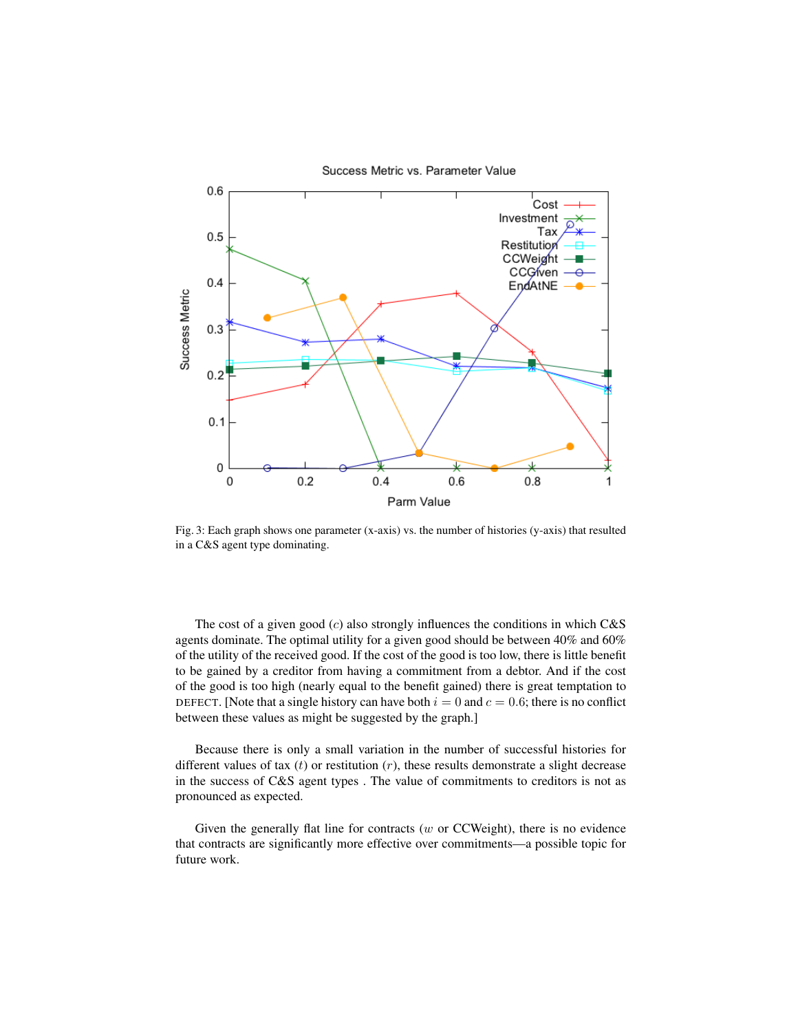Fig. 3: Each graph shows one parameter (x-axis) vs. the number of histories (y-axis) that resulted in a C&S agent type dominating.

The cost of a given good ($c$) also strongly influences the conditions in which C&S agents dominate. The optimal utility for a given good should be between 40% and 60% of the utility of the received good. If the cost of the good is too low, there is little benefit to be gained by a creditor from having a commitment from a debtor. And if the cost of the good is too high (nearly equal to the benefit gained) there is great temptation to DEFECT. [Note that a single history can have both $i = 0$ and $c = 0.6$; there is no conflict between these values as might be suggested by the graph.]

Because there is only a small variation in the number of successful histories for different values of tax ($t$) or restitution ($r$), these results demonstrate a slight decrease in the success of C&S agent types . The value of commitments to creditors is not as pronounced as expected.

Given the generally flat line for contracts ($w$ or CCWeight), there is no evidence that contracts are significantly more effective over commitments—a possible topic for future work.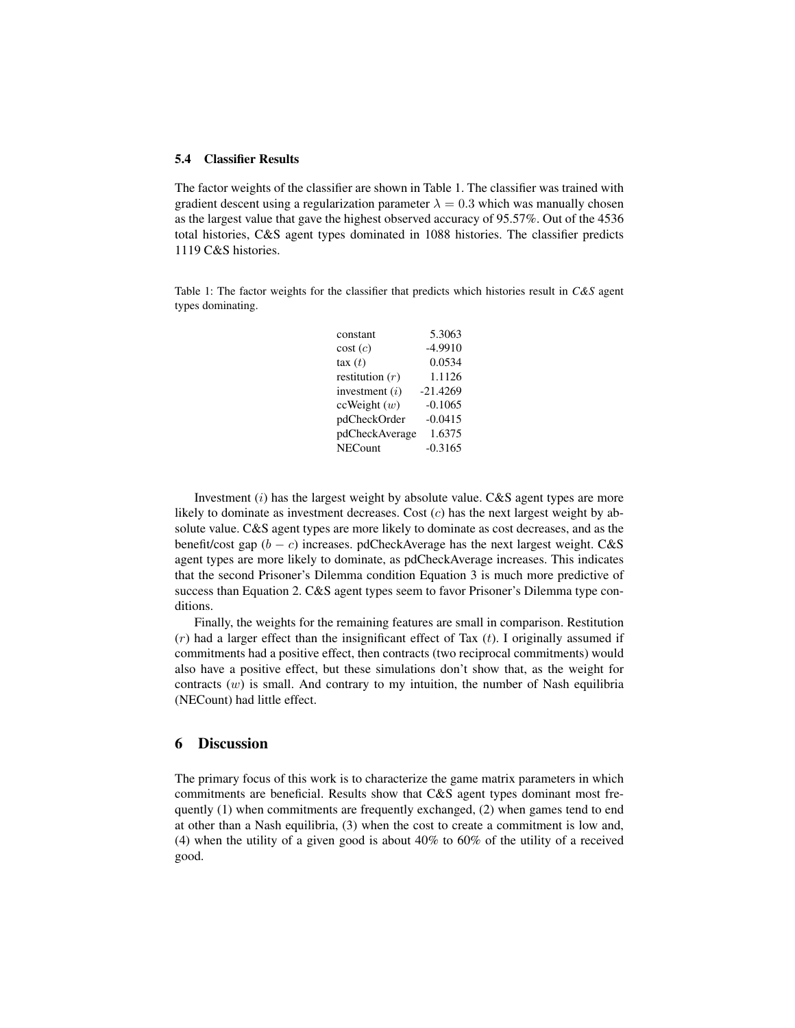### 5.4 Classifier Results

The factor weights of the classifier are shown in Table 1. The classifier was trained with gradient descent using a regularization parameter $\lambda = 0.3$ which was manually chosen as the largest value that gave the highest observed accuracy of 95.57%. Out of the 4536 total histories, C&S agent types dominated in 1088 histories. The classifier predicts 1119 C&S histories.

Table 1: The factor weights for the classifier that predicts which histories result in *C&S* agent types dominating.

| | |
|---|---:|
| constant | 5.3063 |
| cost ($c$) | -4.9910 |
| tax ($t$) | 0.0534 |
| restitution ($r$) | 1.1126 |
| investment ($i$) | -21.4269 |
| ccWeight ($w$) | -0.1065 |
| pdCheckOrder | -0.0415 |
| pdCheckAverage | 1.6375 |
| NECount | -0.3165 |

Investment ($i$) has the largest weight by absolute value. C&S agent types are more likely to dominate as investment decreases. Cost ($c$) has the next largest weight by absolute value. C&S agent types are more likely to dominate as cost decreases, and as the benefit/cost gap ($b - c$) increases. pdCheckAverage has the next largest weight. C&S agent types are more likely to dominate, as pdCheckAverage increases. This indicates that the second Prisoner's Dilemma condition Equation 3 is much more predictive of success than Equation 2. C&S agent types seem to favor Prisoner's Dilemma type conditions.

Finally, the weights for the remaining features are small in comparison. Restitution ($r$) had a larger effect than the insignificant effect of Tax ($t$). I originally assumed if commitments had a positive effect, then contracts (two reciprocal commitments) would also have a positive effect, but these simulations don't show that, as the weight for contracts ($w$) is small. And contrary to my intuition, the number of Nash equilibria (NECount) had little effect.

## 6 Discussion

The primary focus of this work is to characterize the game matrix parameters in which commitments are beneficial. Results show that C&S agent types dominant most frequently (1) when commitments are frequently exchanged, (2) when games tend to end at other than a Nash equilibria, (3) when the cost to create a commitment is low and, (4) when the utility of a given good is about 40% to 60% of the utility of a received good.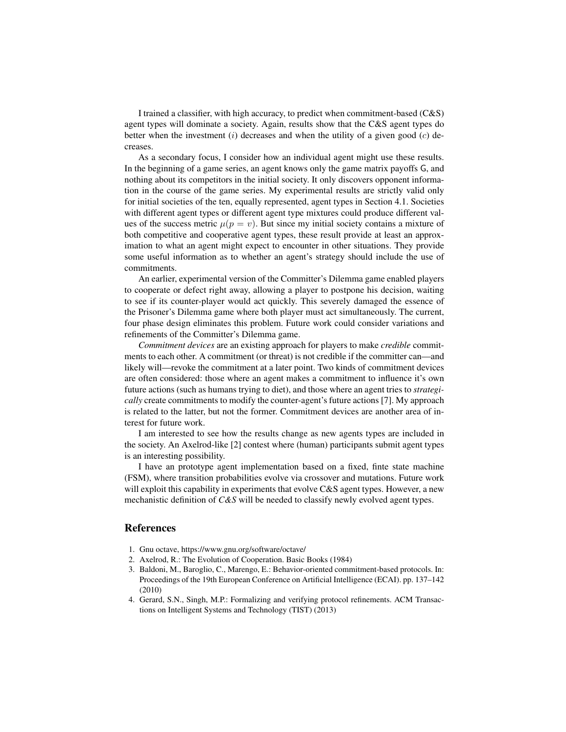I trained a classifier, with high accuracy, to predict when commitment-based (C&S) agent types will dominate a society. Again, results show that the C&S agent types do better when the investment ($i$) decreases and when the utility of a given good ($c$) decreases.

As a secondary focus, I consider how an individual agent might use these results. In the beginning of a game series, an agent knows only the game matrix payoffs $\mathsf{G}$, and nothing about its competitors in the initial society. It only discovers opponent information in the course of the game series. My experimental results are strictly valid only for initial societies of the ten, equally represented, agent types in Section 4.1. Societies with different agent types or different agent type mixtures could produce different values of the success metric $\mu(p = v)$. But since my initial society contains a mixture of both competitive and cooperative agent types, these result provide at least an approximation to what an agent might expect to encounter in other situations. They provide some useful information as to whether an agent's strategy should include the use of commitments.

An earlier, experimental version of the Committer's Dilemma game enabled players to cooperate or defect right away, allowing a player to postpone his decision, waiting to see if its counter-player would act quickly. This severely damaged the essence of the Prisoner's Dilemma game where both player must act simultaneously. The current, four phase design eliminates this problem. Future work could consider variations and refinements of the Committer's Dilemma game.

*Commitment devices* are an existing approach for players to make *credible* commitments to each other. A commitment (or threat) is not credible if the committer can—and likely will—revoke the commitment at a later point. Two kinds of commitment devices are often considered: those where an agent makes a commitment to influence it's own future actions (such as humans trying to diet), and those where an agent tries to *strategically* create commitments to modify the counter-agent's future actions [7]. My approach is related to the latter, but not the former. Commitment devices are another area of interest for future work.

I am interested to see how the results change as new agents types are included in the society. An Axelrod-like [2] contest where (human) participants submit agent types is an interesting possibility.

I have an prototype agent implementation based on a fixed, finte state machine (FSM), where transition probabilities evolve via crossover and mutations. Future work will exploit this capability in experiments that evolve C&S agent types. However, a new mechanistic definition of *C&S* will be needed to classify newly evolved agent types.

## References

1. Gnu octave, https://www.gnu.org/software/octave/
2. Axelrod, R.: The Evolution of Cooperation. Basic Books (1984)
3. Baldoni, M., Baroglio, C., Marengo, E.: Behavior-oriented commitment-based protocols. In: Proceedings of the 19th European Conference on Artificial Intelligence (ECAI). pp. 137–142 (2010)
4. Gerard, S.N., Singh, M.P.: Formalizing and verifying protocol refinements. ACM Transactions on Intelligent Systems and Technology (TIST) (2013)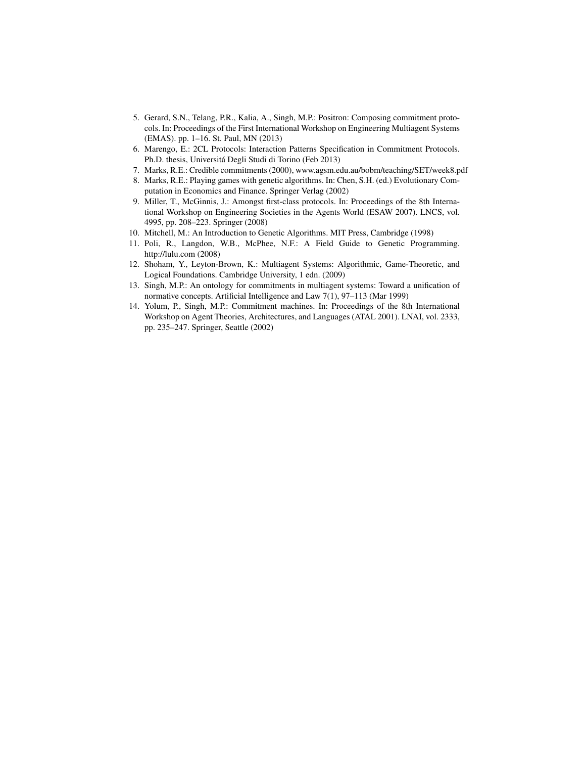5. Gerard, S.N., Telang, P.R., Kalia, A., Singh, M.P.: Positron: Composing commitment protocols. In: Proceedings of the First International Workshop on Engineering Multiagent Systems (EMAS). pp. 1–16. St. Paul, MN (2013)
6. Marengo, E.: 2CL Protocols: Interaction Patterns Specification in Commitment Protocols. Ph.D. thesis, Universitá Degli Studi di Torino (Feb 2013)
7. Marks, R.E.: Credible commitments (2000), www.agsm.edu.au/bobm/teaching/SET/week8.pdf
8. Marks, R.E.: Playing games with genetic algorithms. In: Chen, S.H. (ed.) Evolutionary Computation in Economics and Finance. Springer Verlag (2002)
9. Miller, T., McGinnis, J.: Amongst first-class protocols. In: Proceedings of the 8th International Workshop on Engineering Societies in the Agents World (ESAW 2007). LNCS, vol. 4995, pp. 208–223. Springer (2008)
10. Mitchell, M.: An Introduction to Genetic Algorithms. MIT Press, Cambridge (1998)
11. Poli, R., Langdon, W.B., McPhee, N.F.: A Field Guide to Genetic Programming. http://lulu.com (2008)
12. Shoham, Y., Leyton-Brown, K.: Multiagent Systems: Algorithmic, Game-Theoretic, and Logical Foundations. Cambridge University, 1 edn. (2009)
13. Singh, M.P.: An ontology for commitments in multiagent systems: Toward a unification of normative concepts. Artificial Intelligence and Law 7(1), 97–113 (Mar 1999)
14. Yolum, P., Singh, M.P.: Commitment machines. In: Proceedings of the 8th International Workshop on Agent Theories, Architectures, and Languages (ATAL 2001). LNAI, vol. 2333, pp. 235–247. Springer, Seattle (2002)